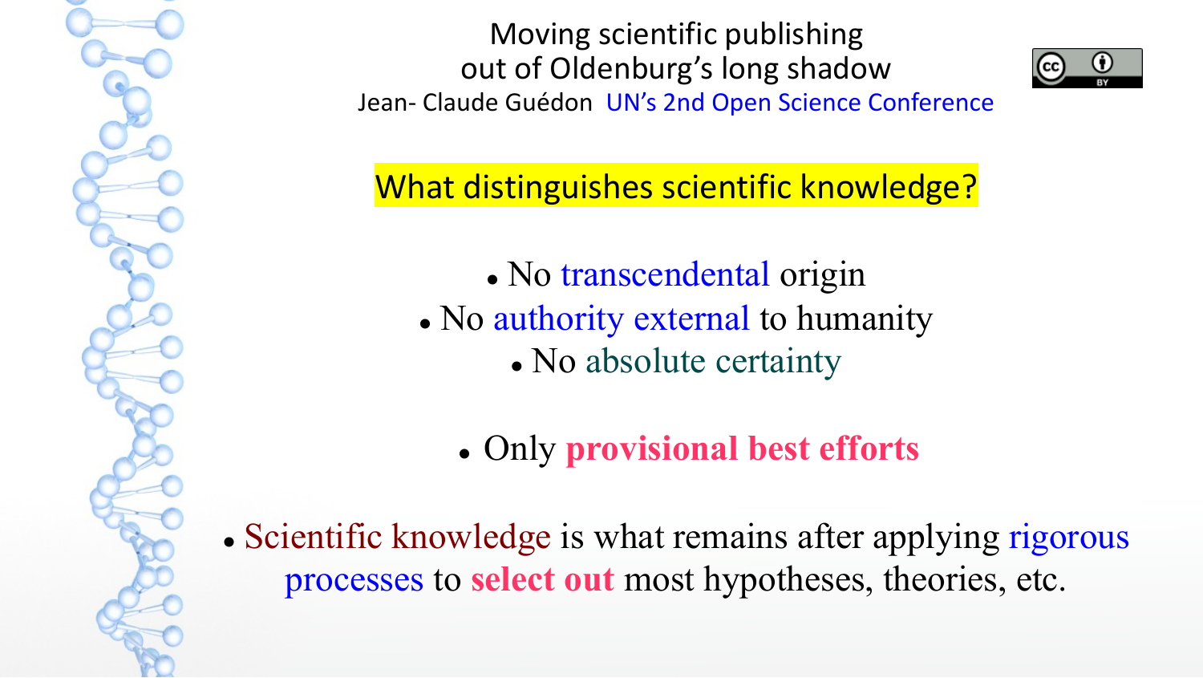# Moving scientific publishing out of Oldenburg's long shadow

Jean- Claude Guédon UN's 2nd Open Science Conference

## What distinguishes scientific knowledge?

- No transcendental origin
- No authority external to humanity
- No absolute certainty

- Only **provisional best efforts**

- Scientific knowledge is what remains after applying rigorous processes to **select out** most hypotheses, theories, etc.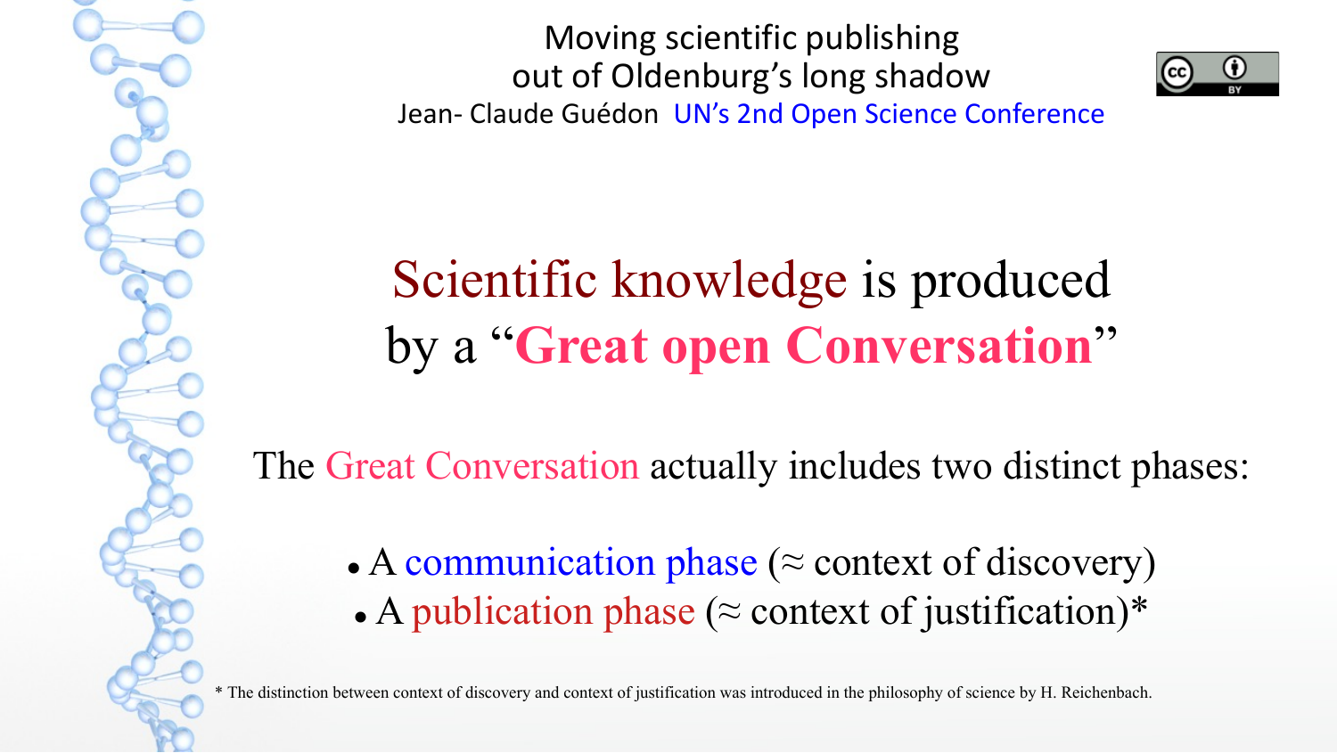Moving scientific publishing out of Oldenburg's long shadow

Jean- Claude Guédon UN's 2nd Open Science Conference

# Scientific knowledge is produced by a "**Great open Conversation**"

The Great Conversation actually includes two distinct phases:

- A communication phase (≈ context of discovery)
- A publication phase (≈ context of justification)*

* The distinction between context of discovery and context of justification was introduced in the philosophy of science by H. Reichenbach.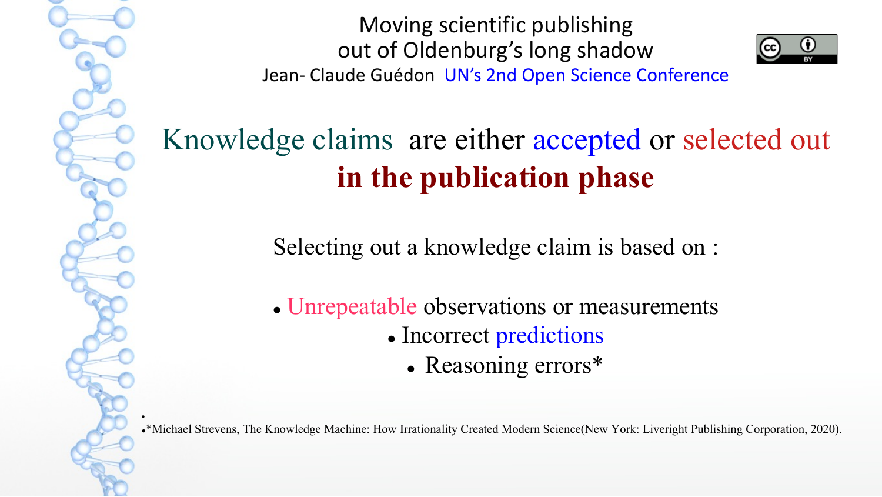# Knowledge claims are either accepted or selected out **in the publication phase**

Selecting out a knowledge claim is based on :

- Unrepeatable observations or measurements
- Incorrect predictions
- Reasoning errors*

*Michael Strevens, The Knowledge Machine: How Irrationality Created Modern Science(New York: Liveright Publishing Corporation, 2020).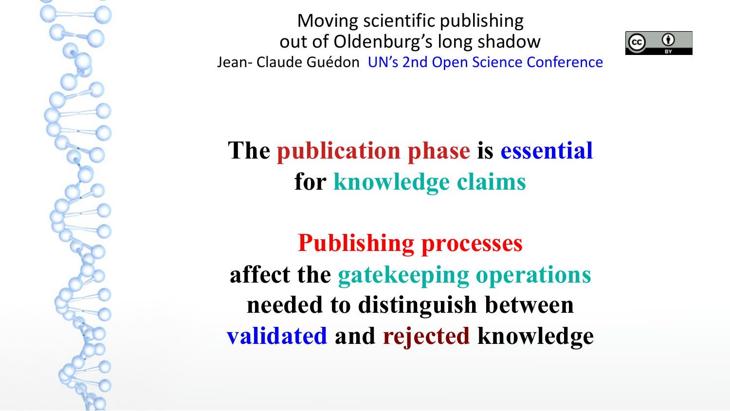Moving scientific publishing out of Oldenburg's long shadow

Jean- Claude Guédon UN's 2nd Open Science Conference

**The publication phase is essential for knowledge claims**

**Publishing processes affect the gatekeeping operations needed to distinguish between validated and rejected knowledge**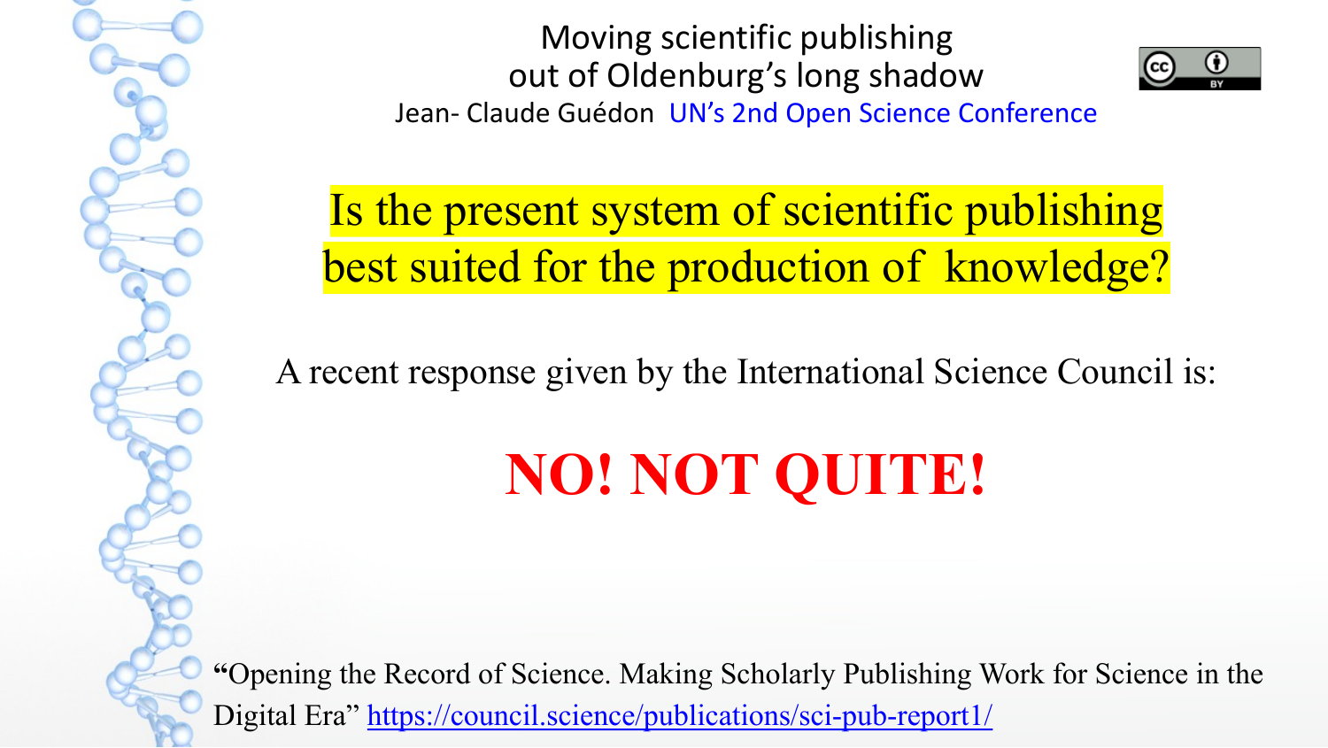Moving scientific publishing out of Oldenburg's long shadow

Jean- Claude Guédon UN's 2nd Open Science Conference

## Is the present system of scientific publishing best suited for the production of knowledge?

A recent response given by the International Science Council is:

# NO! NOT QUITE!

"Opening the Record of Science. Making Scholarly Publishing Work for Science in the Digital Era" https://council.science/publications/sci-pub-report1/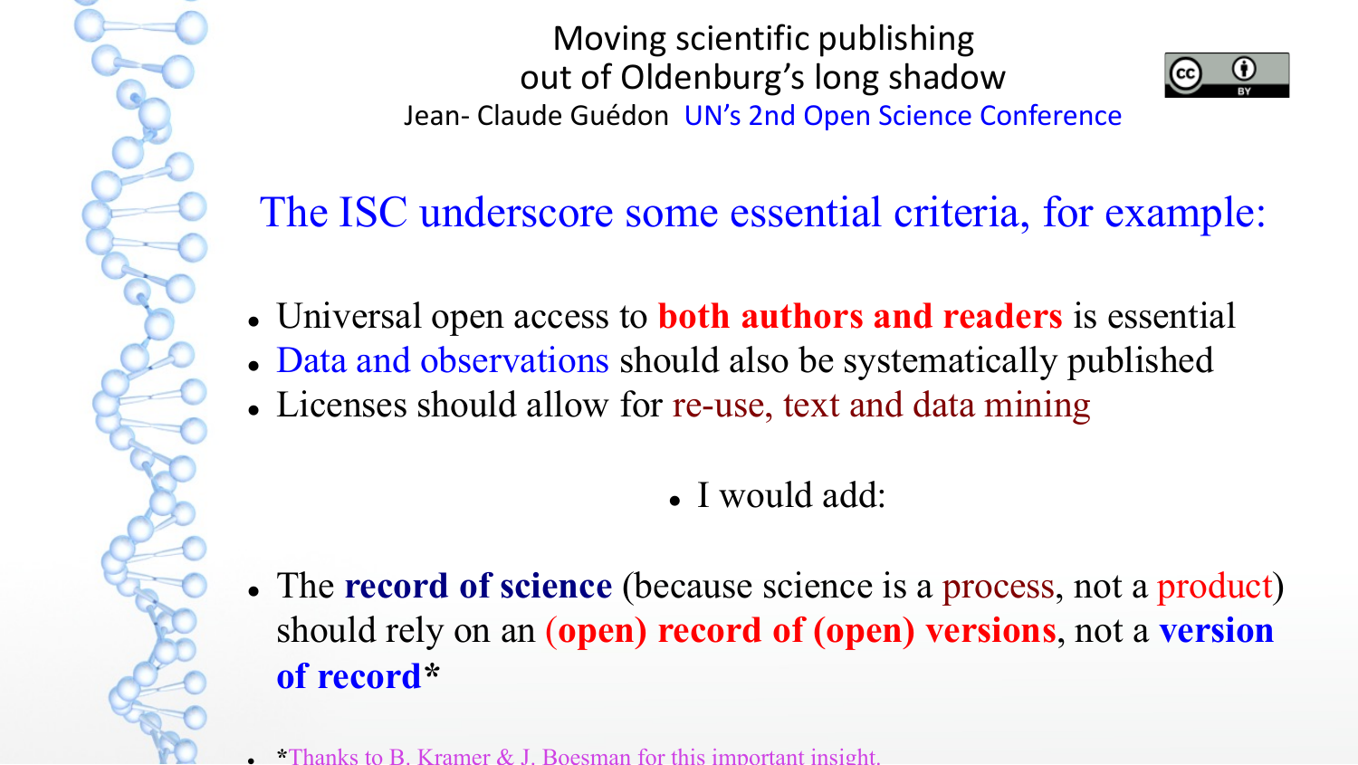## The ISC underscore some essential criteria, for example:

- Universal open access to **both authors and readers** is essential
- Data and observations should also be systematically published
- Licenses should allow for re-use, text and data mining

- I would add:

- The **record of science** (because science is a process, not a product) should rely on an **(open) record of (open) versions**, not a **version of record***

- *Thanks to B. Kramer & J. Boesman for this important insight.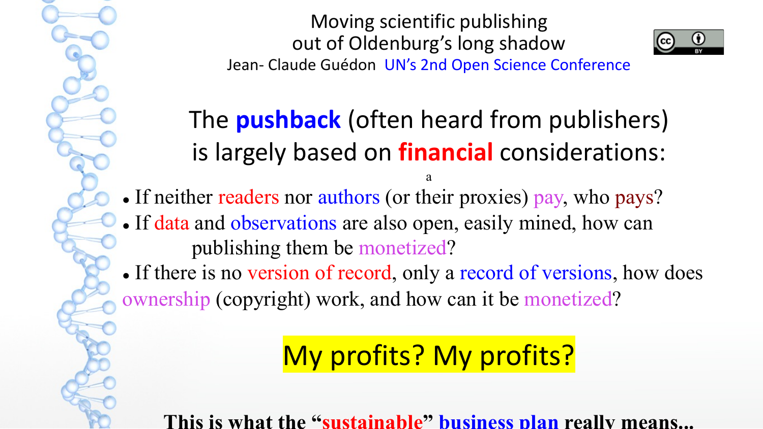## The **pushback** (often heard from publishers) is largely based on **financial** considerations:

- If neither readers nor authors (or their proxies) pay, who pays?
- If data and observations are also open, easily mined, how can publishing them be monetized?
- If there is no version of record, only a record of versions, how does ownership (copyright) work, and how can it be monetized?

My profits? My profits?

**This is what the "sustainable" business plan really means...**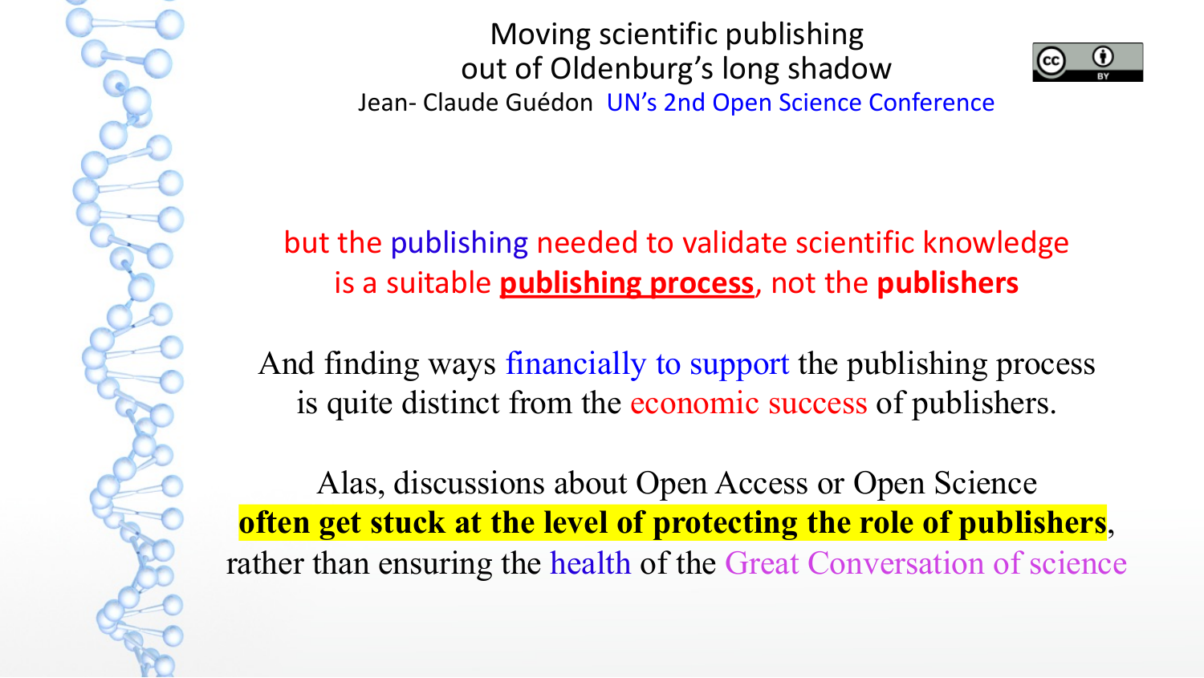Moving scientific publishing out of Oldenburg's long shadow

Jean- Claude Guédon UN's 2nd Open Science Conference

but the publishing needed to validate scientific knowledge is a suitable **publishing process**, not the **publishers**

And finding ways financially to support the publishing process is quite distinct from the economic success of publishers.

Alas, discussions about Open Access or Open Science **often get stuck at the level of protecting the role of publishers**, rather than ensuring the health of the Great Conversation of science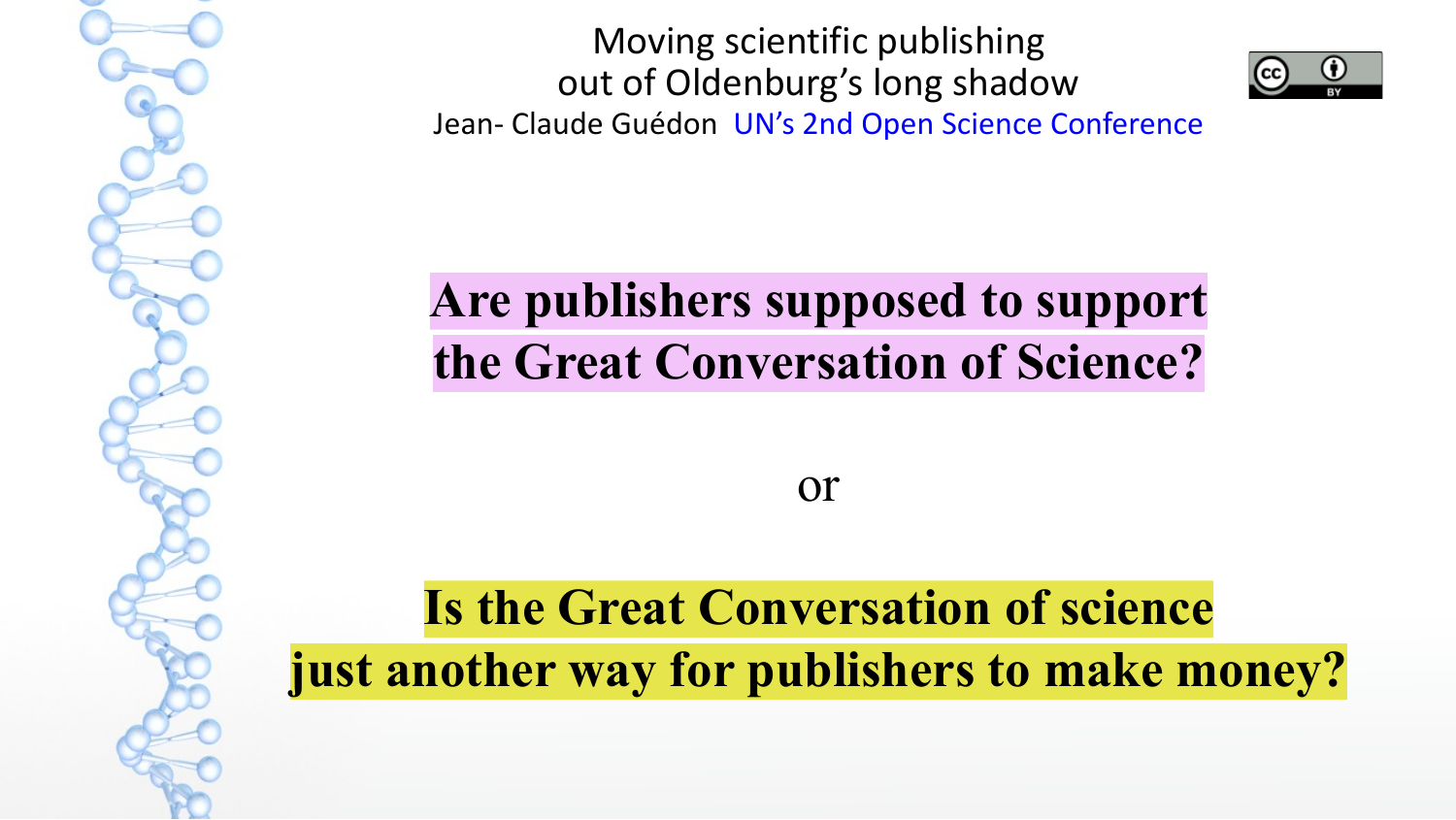Moving scientific publishing
out of Oldenburg's long shadow

Jean- Claude Guédon UN's 2nd Open Science Conference

**Are publishers supposed to support the Great Conversation of Science?**

or

**Is the Great Conversation of science just another way for publishers to make money?**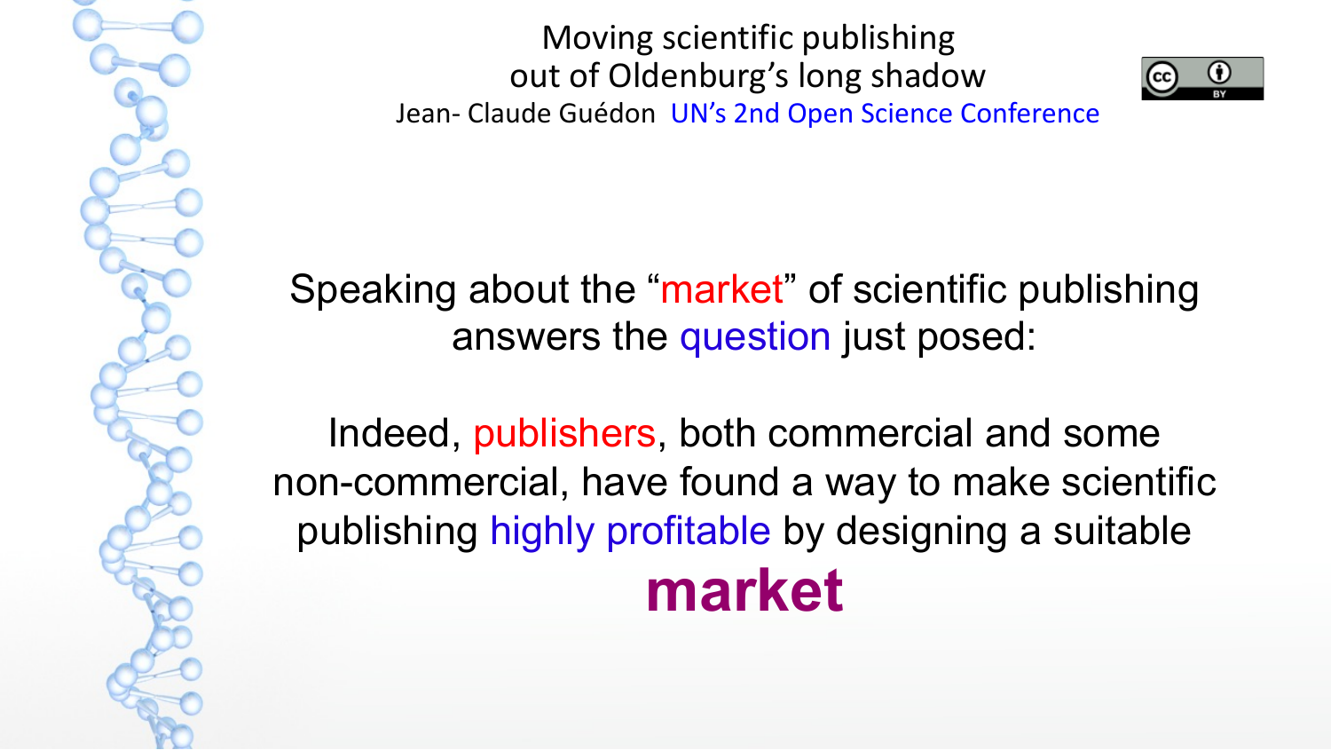Speaking about the “market” of scientific publishing answers the question just posed:

Indeed, publishers, both commercial and some non-commercial, have found a way to make scientific publishing highly profitable by designing a suitable

**market**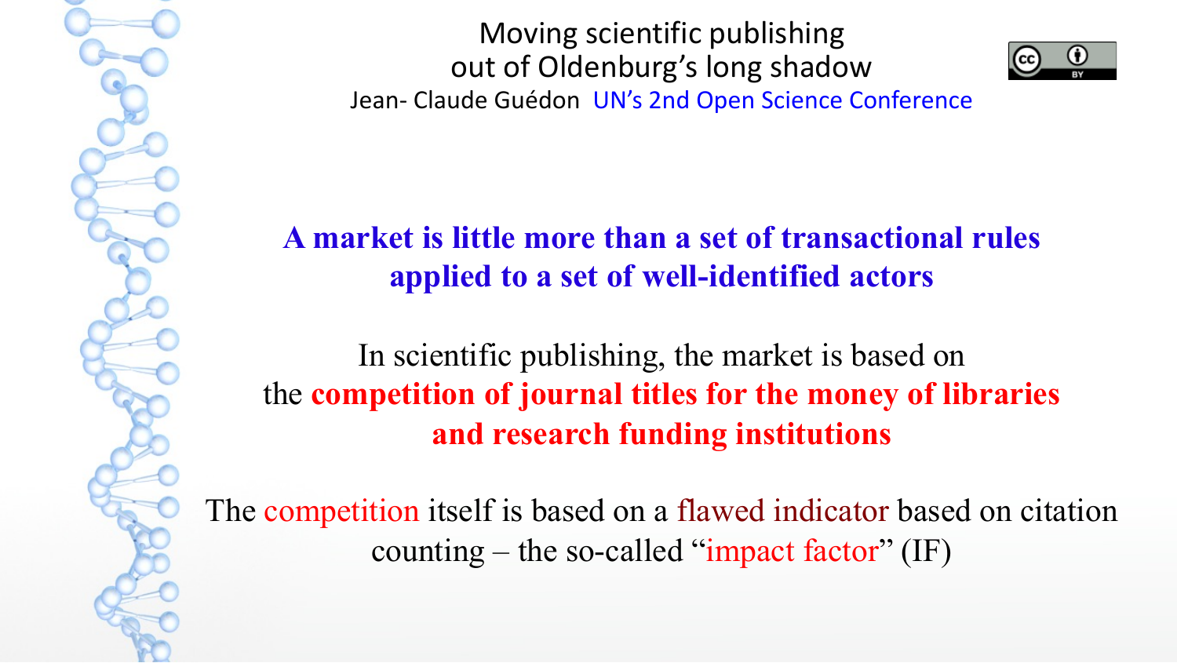Moving scientific publishing out of Oldenburg's long shadow

Jean- Claude Guédon UN's 2nd Open Science Conference

**A market is little more than a set of transactional rules applied to a set of well-identified actors**

In scientific publishing, the market is based on the **competition of journal titles for the money of libraries and research funding institutions**

The competition itself is based on a flawed indicator based on citation counting – the so-called "impact factor" (IF)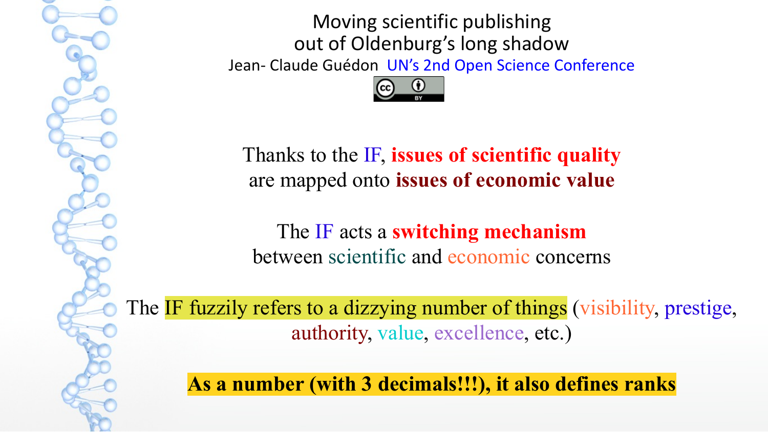Moving scientific publishing out of Oldenburg's long shadow

Jean- Claude Guédon UN's 2nd Open Science Conference

Thanks to the IF, **issues of scientific quality** are mapped onto **issues of economic value**

The IF acts a **switching mechanism** between scientific and economic concerns

The IF fuzzily refers to a dizzying number of things (visibility, prestige, authority, value, excellence, etc.)

**As a number (with 3 decimals!!!), it also defines ranks**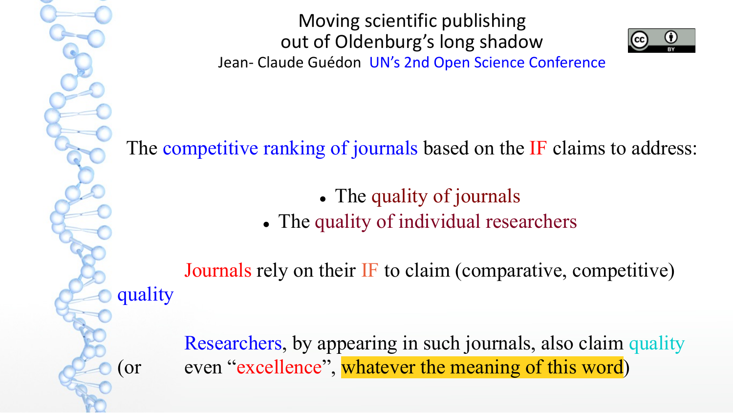# Moving scientific publishing out of Oldenburg's long shadow

Jean- Claude Guédon UN's 2nd Open Science Conference

The competitive ranking of journals based on the IF claims to address:

- The quality of journals
- The quality of individual researchers

Journals rely on their IF to claim (comparative, competitive) quality

Researchers, by appearing in such journals, also claim quality (or even "excellence", whatever the meaning of this word)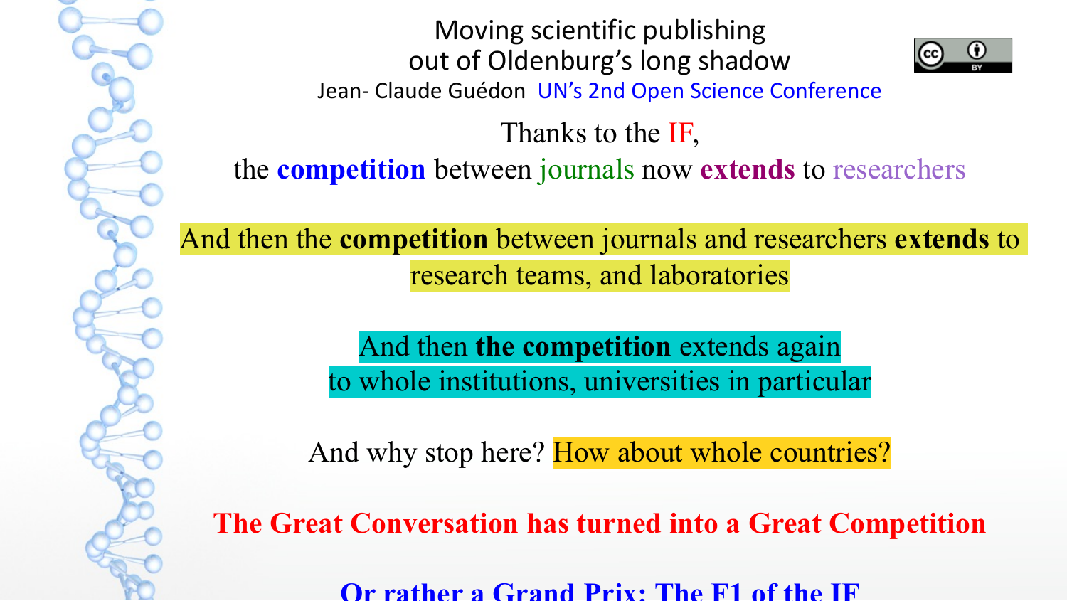Moving scientific publishing
out of Oldenburg's long shadow

Jean- Claude Guédon UN's 2nd Open Science Conference

Thanks to the IF,
the **competition** between journals now **extends** to researchers

And then the **competition** between journals and researchers **extends** to research teams, and laboratories

And then **the competition** extends again
to whole institutions, universities in particular

And why stop here? How about whole countries?

**The Great Conversation has turned into a Great Competition**

**Or rather a Grand Prix: The F1 of the IF**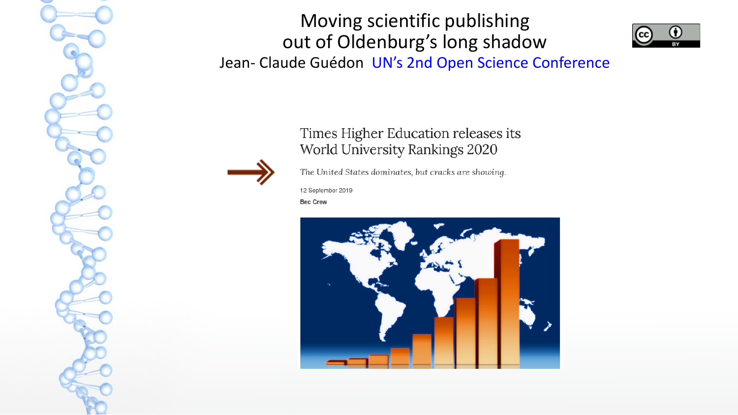# Moving scientific publishing out of Oldenburg's long shadow

Jean- Claude Guédon UN's 2nd Open Science Conference

## Times Higher Education releases its World University Rankings 2020

*The United States dominates, but cracks are showing.*

12 September 2019

Bec Crew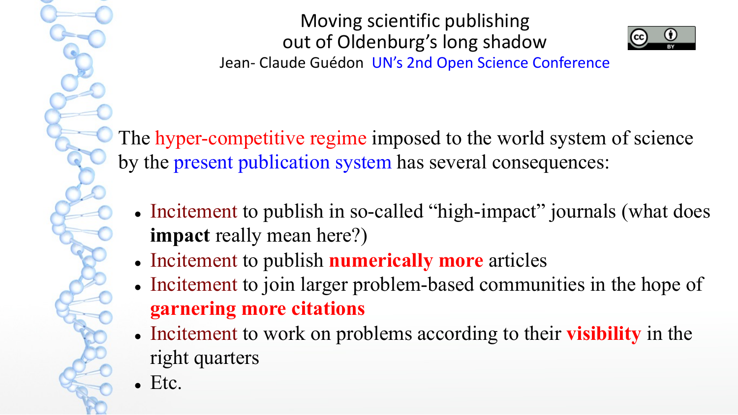Moving scientific publishing out of Oldenburg's long shadow

Jean- Claude Guédon UN's 2nd Open Science Conference

The hyper-competitive regime imposed to the world system of science by the present publication system has several consequences:

- Incitement to publish in so-called "high-impact" journals (what does **impact** really mean here?)
- Incitement to publish **numerically more** articles
- Incitement to join larger problem-based communities in the hope of **garnering more citations**
- Incitement to work on problems according to their **visibility** in the right quarters
- Etc.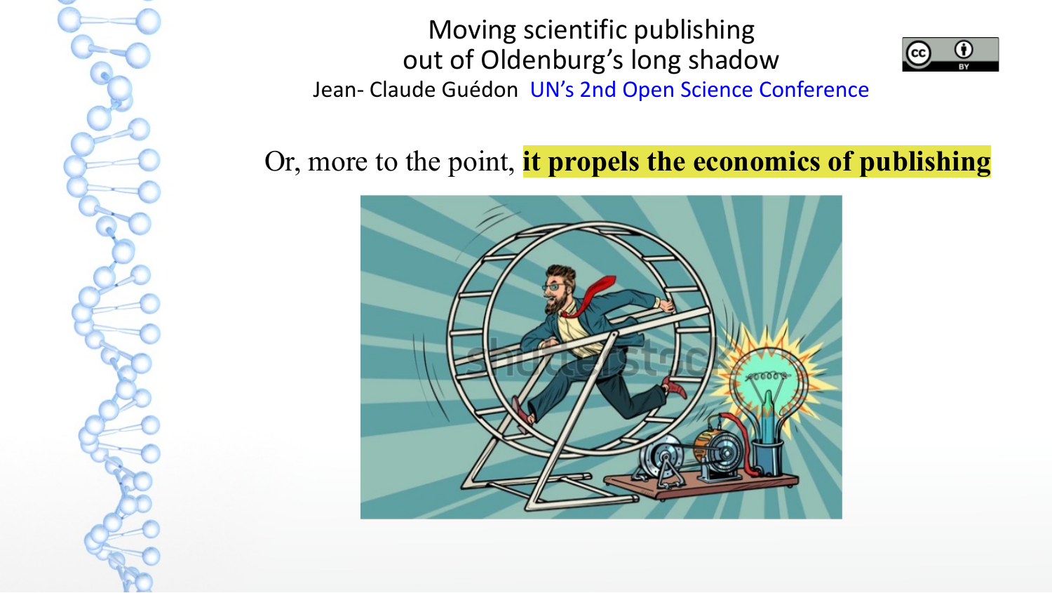Moving scientific publishing out of Oldenburg's long shadow

Jean- Claude Guédon UN's 2nd Open Science Conference

Or, more to the point, **it propels the economics of publishing**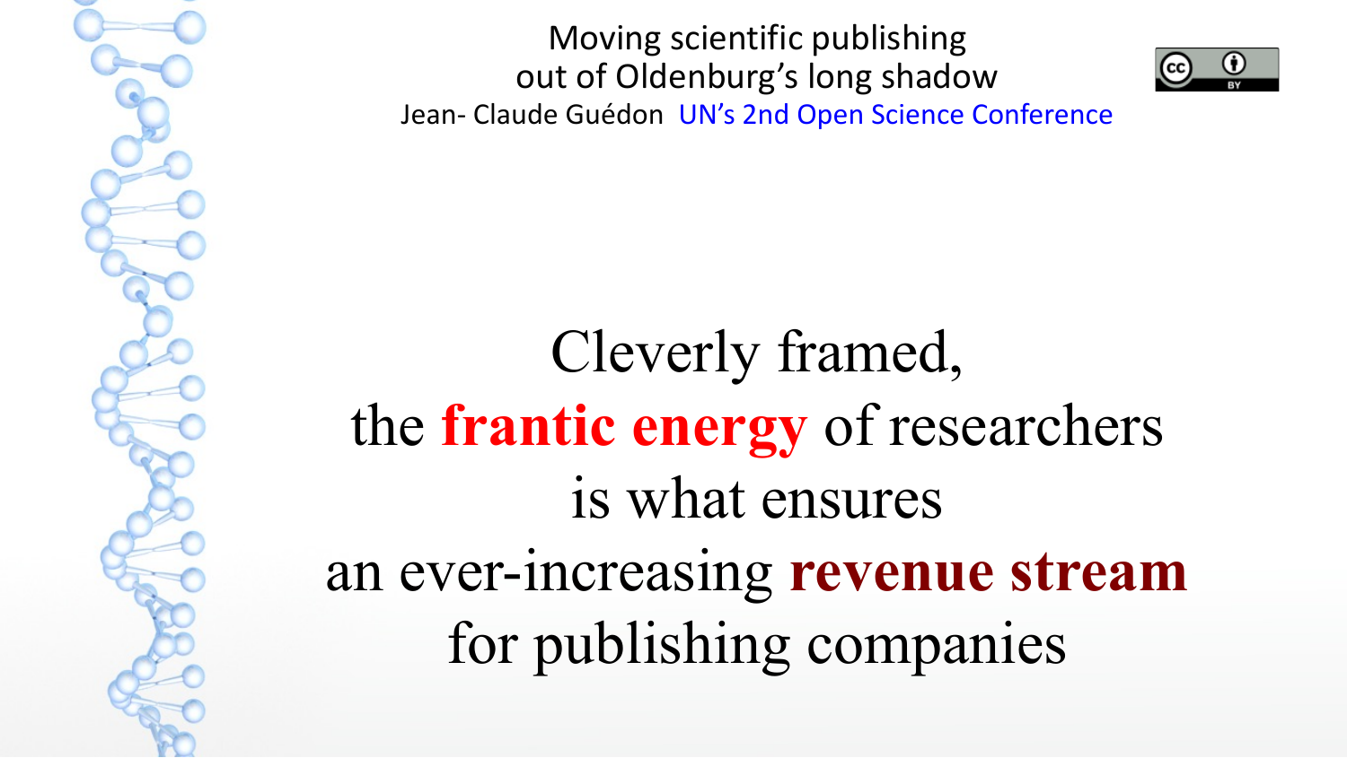Moving scientific publishing
out of Oldenburg's long shadow
Jean- Claude Guédon UN's 2nd Open Science Conference

Cleverly framed,
the **frantic energy** of researchers
is what ensures
an ever-increasing **revenue stream**
for publishing companies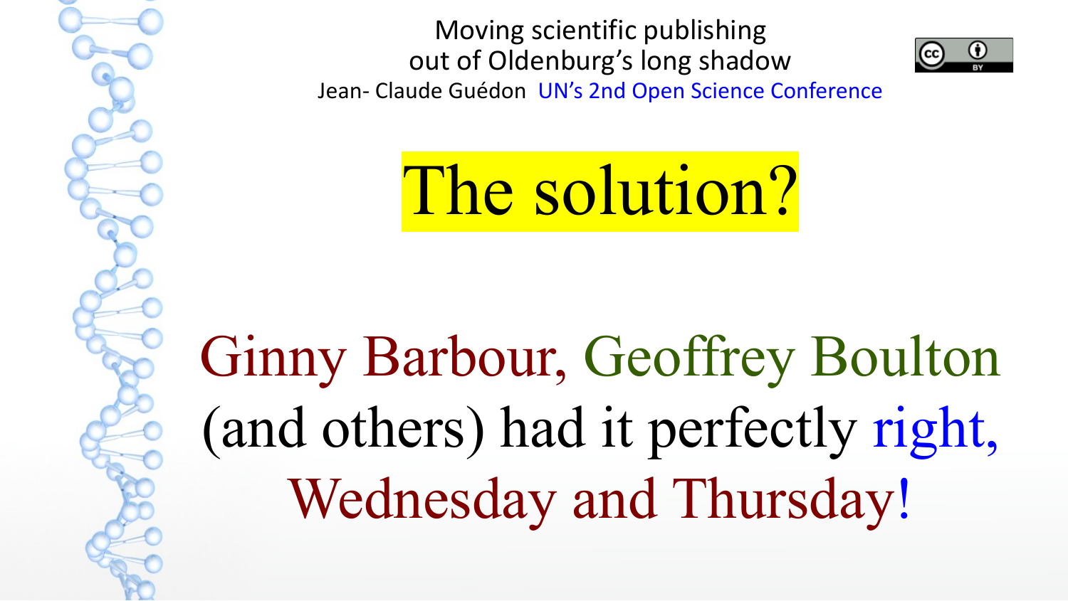Moving scientific publishing out of Oldenburg's long shadow

Jean- Claude Guédon UN's 2nd Open Science Conference

# The solution?

Ginny Barbour, Geoffrey Boulton (and others) had it perfectly right, Wednesday and Thursday!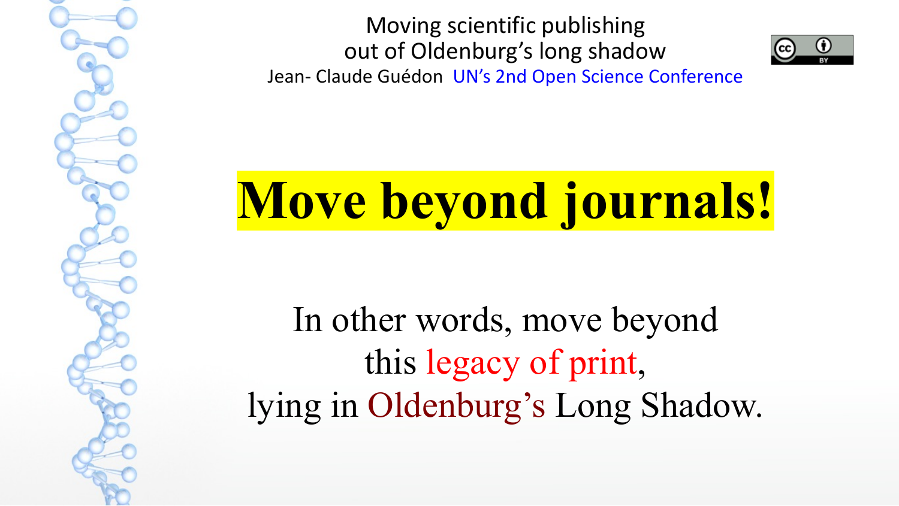Moving scientific publishing out of Oldenburg's long shadow
Jean- Claude Guédon UN's 2nd Open Science Conference

# Move beyond journals!

In other words, move beyond this legacy of print, lying in Oldenburg's Long Shadow.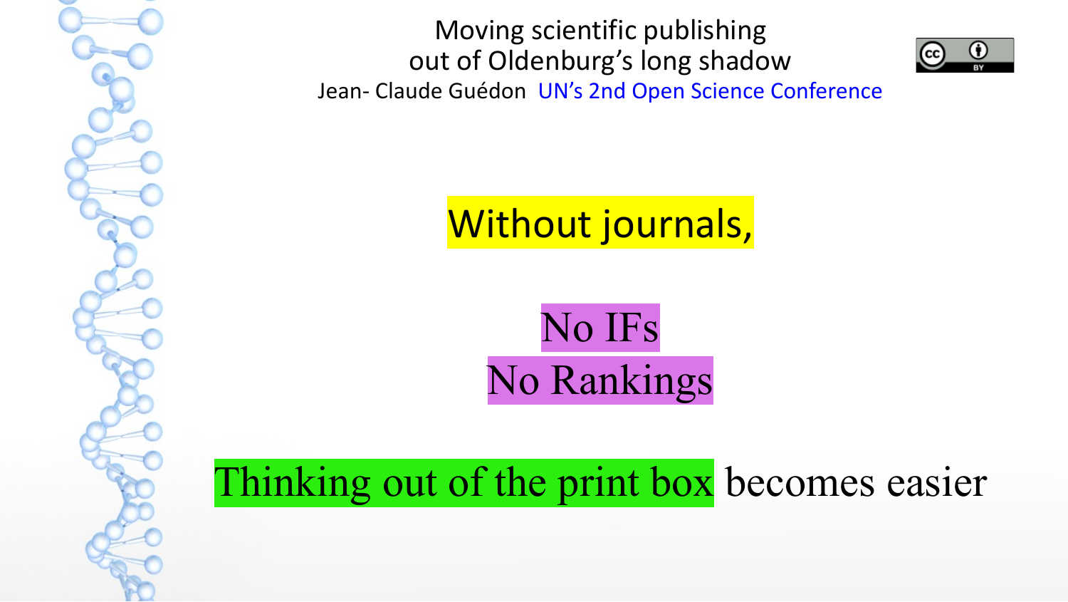Moving scientific publishing out of Oldenburg's long shadow

Jean- Claude Guédon UN's 2nd Open Science Conference

## Without journals,

## No IFs
## No Rankings

## Thinking out of the print box becomes easier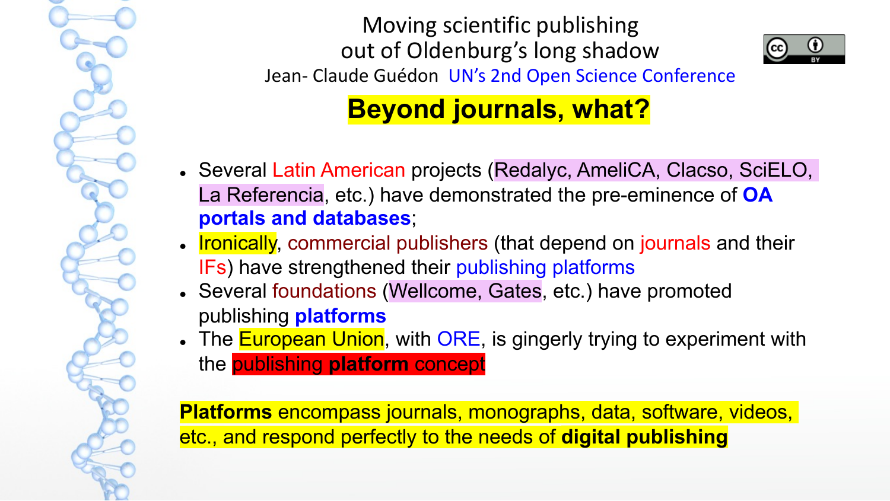Moving scientific publishing out of Oldenburg's long shadow

Jean- Claude Guédon UN's 2nd Open Science Conference

# Beyond journals, what?

- Several Latin American projects (Redalyc, AmeliCA, Clacso, SciELO, La Referencia, etc.) have demonstrated the pre-eminence of **OA portals and databases**;
- Ironically, commercial publishers (that depend on journals and their IFs) have strengthened their publishing platforms
- Several foundations (Wellcome, Gates, etc.) have promoted publishing **platforms**
- The European Union, with ORE, is gingerly trying to experiment with the publishing **platform** concept

**Platforms** encompass journals, monographs, data, software, videos, etc., and respond perfectly to the needs of **digital publishing**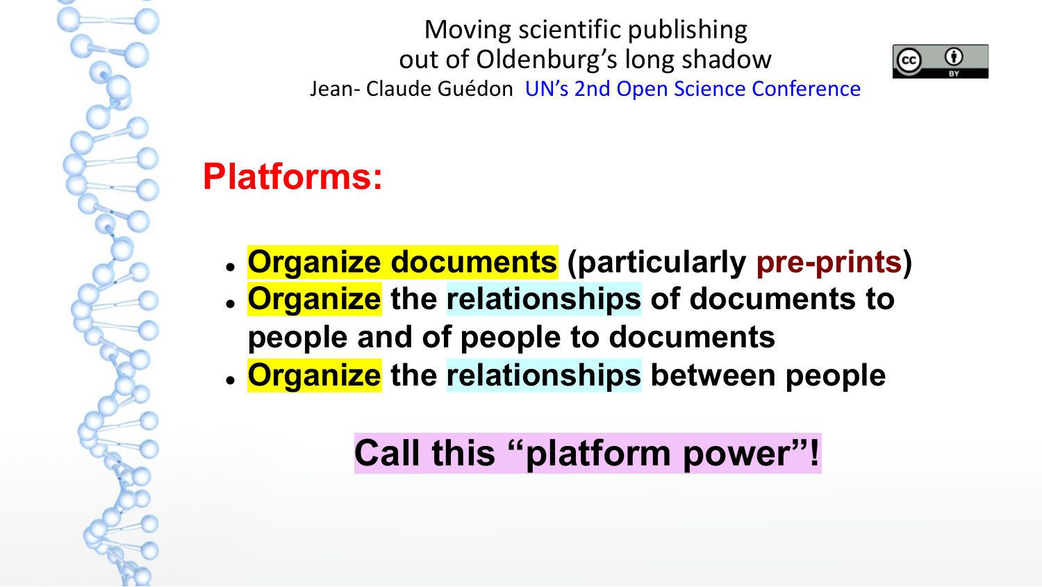# Platforms:

- **Organize documents** (particularly **pre-prints**)
- **Organize** the **relationships** of documents to people and of people to documents
- **Organize** the **relationships** between people

**Call this "platform power"!**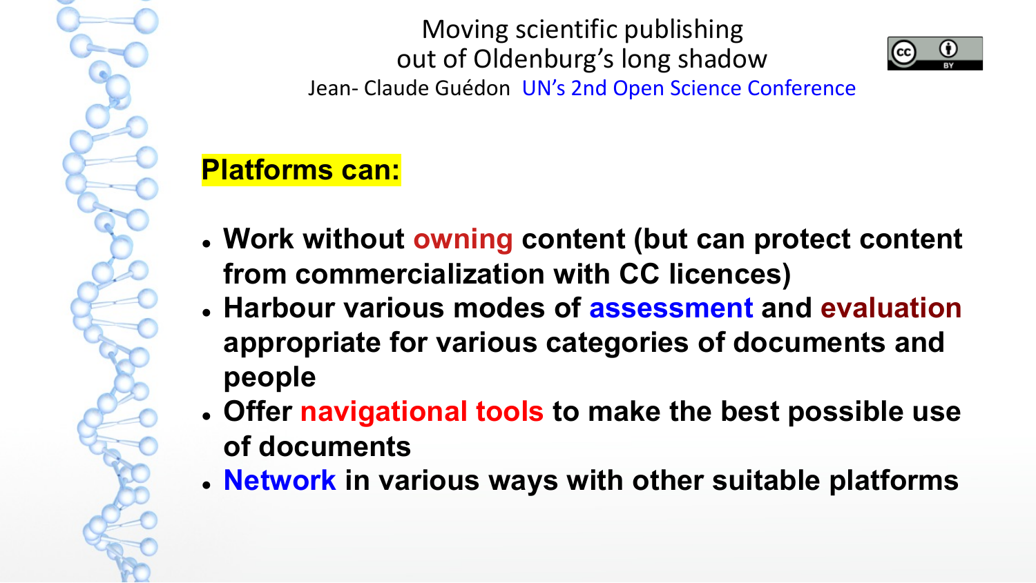## Platforms can:

- **Work without owning content (but can protect content from commercialization with CC licences)**
- **Harbour various modes of assessment and evaluation appropriate for various categories of documents and people**
- **Offer navigational tools to make the best possible use of documents**
- **Network in various ways with other suitable platforms**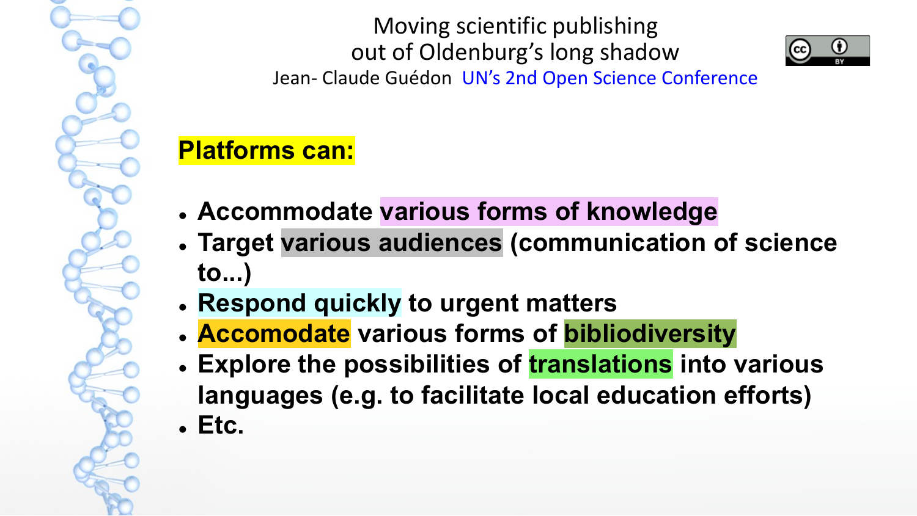Moving scientific publishing out of Oldenburg's long shadow

Jean- Claude Guédon UN's 2nd Open Science Conference

**Platforms can:**

- **Accommodate various forms of knowledge**
- **Target various audiences (communication of science to...)**
- **Respond quickly to urgent matters**
- **Accomodate various forms of bibliodiversity**
- **Explore the possibilities of translations into various languages (e.g. to facilitate local education efforts)**
- **Etc.**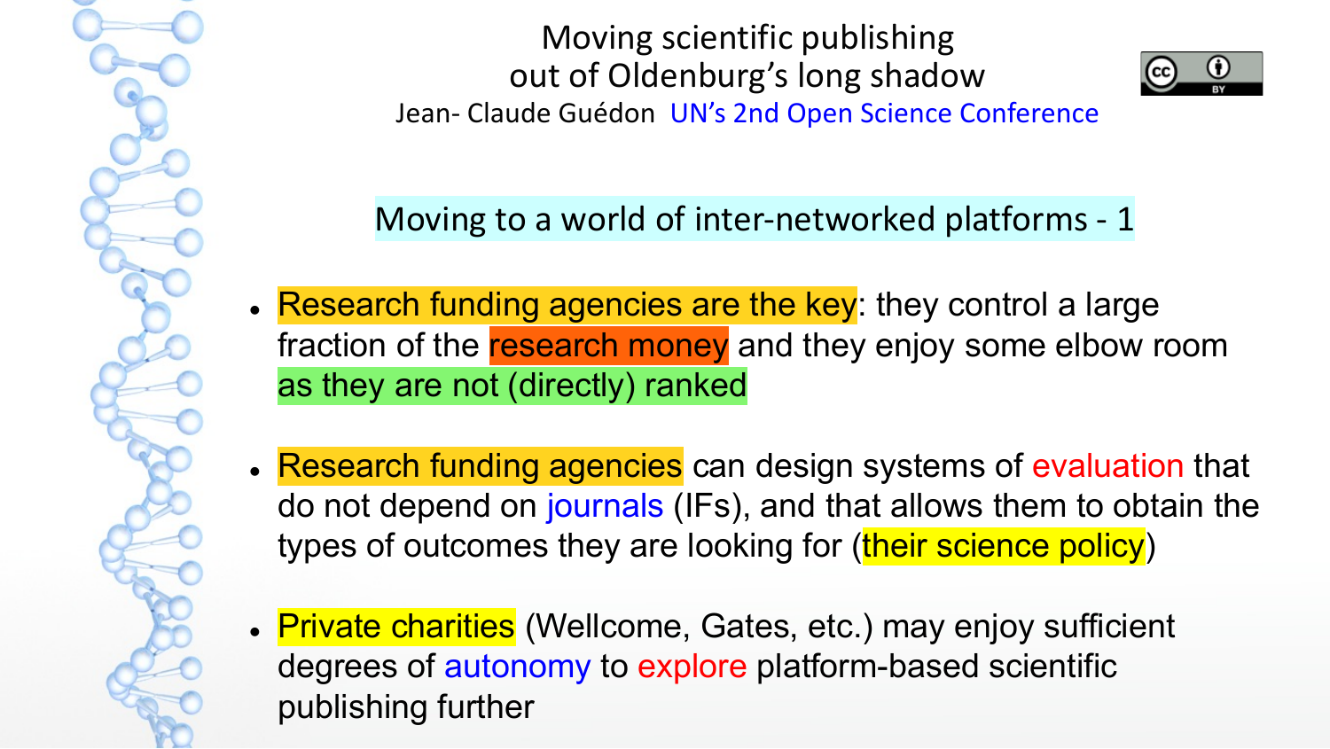Moving scientific publishing
out of Oldenburg's long shadow

Jean- Claude Guédon UN's 2nd Open Science Conference

## Moving to a world of inter-networked platforms - 1

- Research funding agencies are the key: they control a large fraction of the research money and they enjoy some elbow room as they are not (directly) ranked

- Research funding agencies can design systems of evaluation that do not depend on journals (IFs), and that allows them to obtain the types of outcomes they are looking for (their science policy)

- Private charities (Wellcome, Gates, etc.) may enjoy sufficient degrees of autonomy to explore platform-based scientific publishing further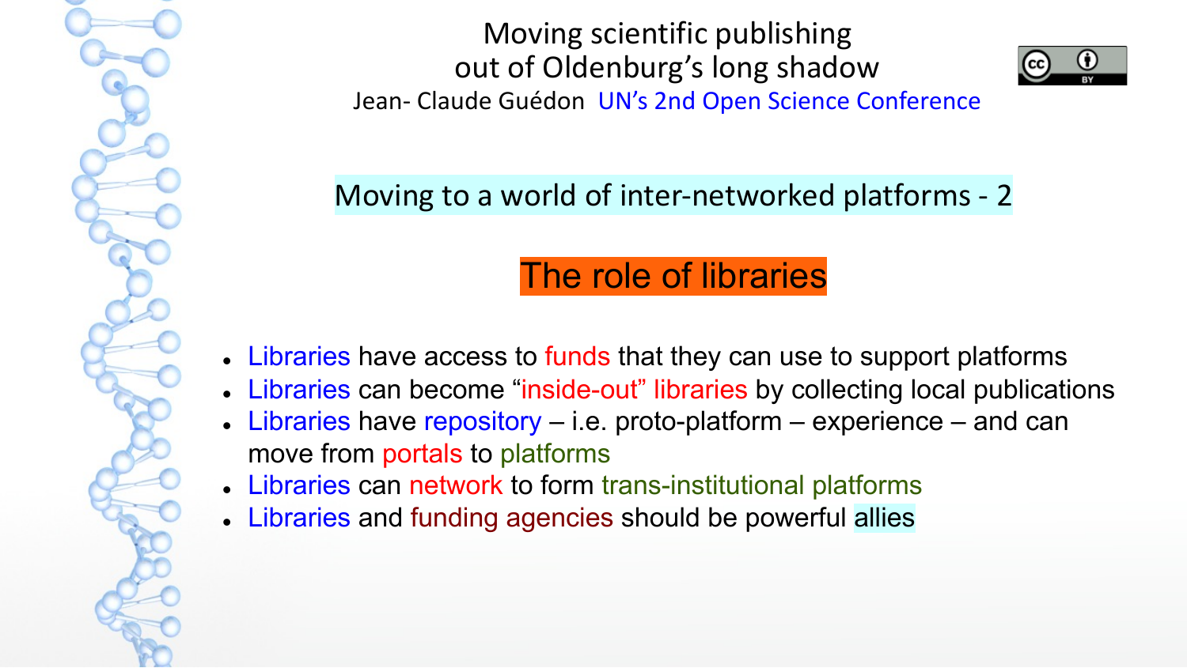Moving scientific publishing out of Oldenburg's long shadow

Jean- Claude Guédon UN's 2nd Open Science Conference

## Moving to a world of inter-networked platforms - 2

### The role of libraries

- Libraries have access to funds that they can use to support platforms
- Libraries can become "inside-out" libraries by collecting local publications
- Libraries have repository – i.e. proto-platform – experience – and can move from portals to platforms
- Libraries can network to form trans-institutional platforms
- Libraries and funding agencies should be powerful allies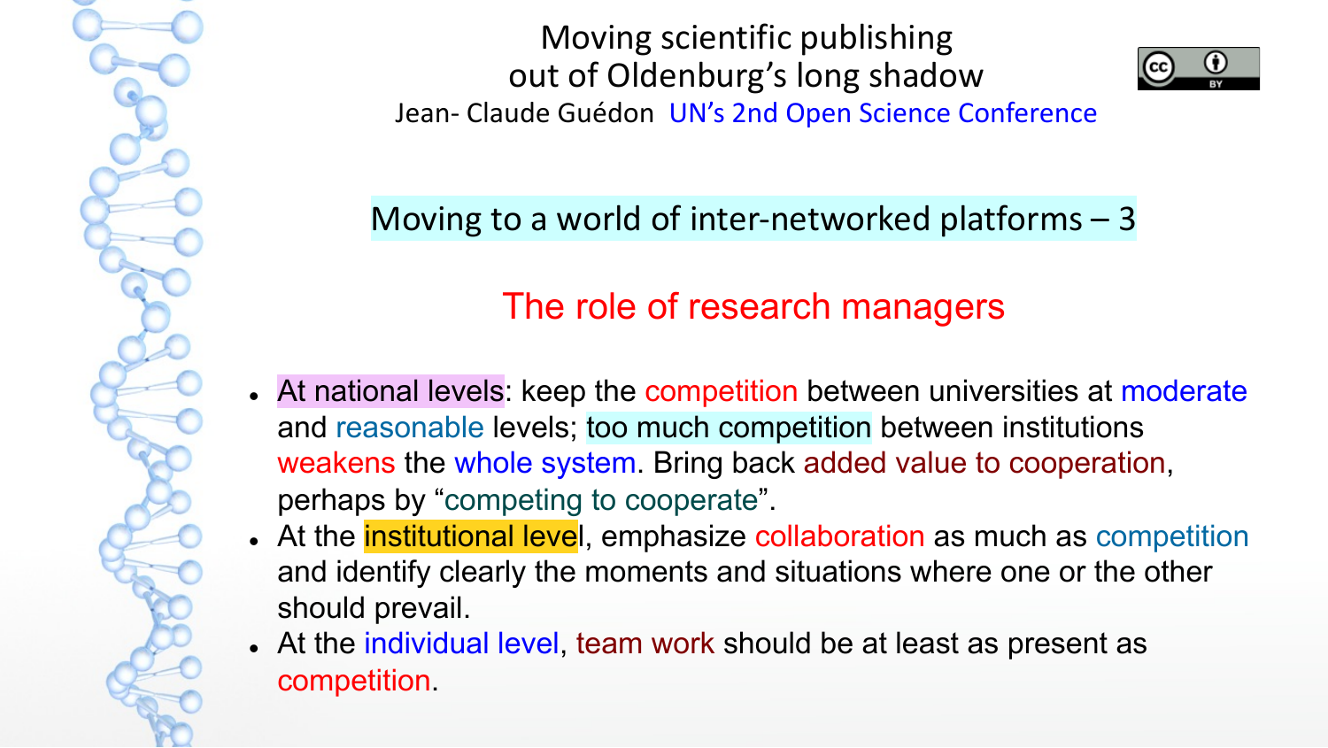Moving scientific publishing out of Oldenburg's long shadow

Jean- Claude Guédon UN's 2nd Open Science Conference

## Moving to a world of inter-networked platforms – 3

### The role of research managers

- At national levels: keep the competition between universities at moderate and reasonable levels; too much competition between institutions weakens the whole system. Bring back added value to cooperation, perhaps by "competing to cooperate".
- At the institutional level, emphasize collaboration as much as competition and identify clearly the moments and situations where one or the other should prevail.
- At the individual level, team work should be at least as present as competition.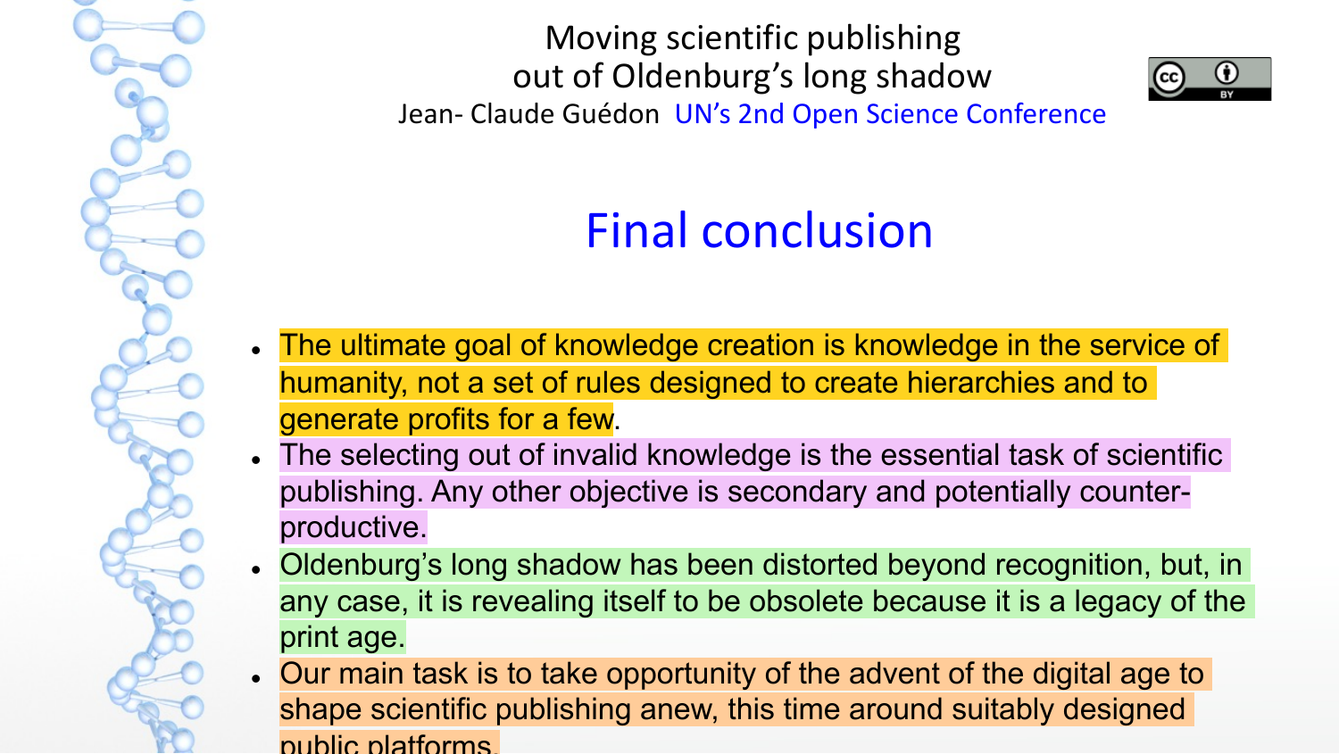Moving scientific publishing out of Oldenburg's long shadow

Jean- Claude Guédon UN's 2nd Open Science Conference

# Final conclusion

- The ultimate goal of knowledge creation is knowledge in the service of humanity, not a set of rules designed to create hierarchies and to generate profits for a few.
- The selecting out of invalid knowledge is the essential task of scientific publishing. Any other objective is secondary and potentially counter-productive.
- Oldenburg's long shadow has been distorted beyond recognition, but, in any case, it is revealing itself to be obsolete because it is a legacy of the print age.
- Our main task is to take opportunity of the advent of the digital age to shape scientific publishing anew, this time around suitably designed public platforms.